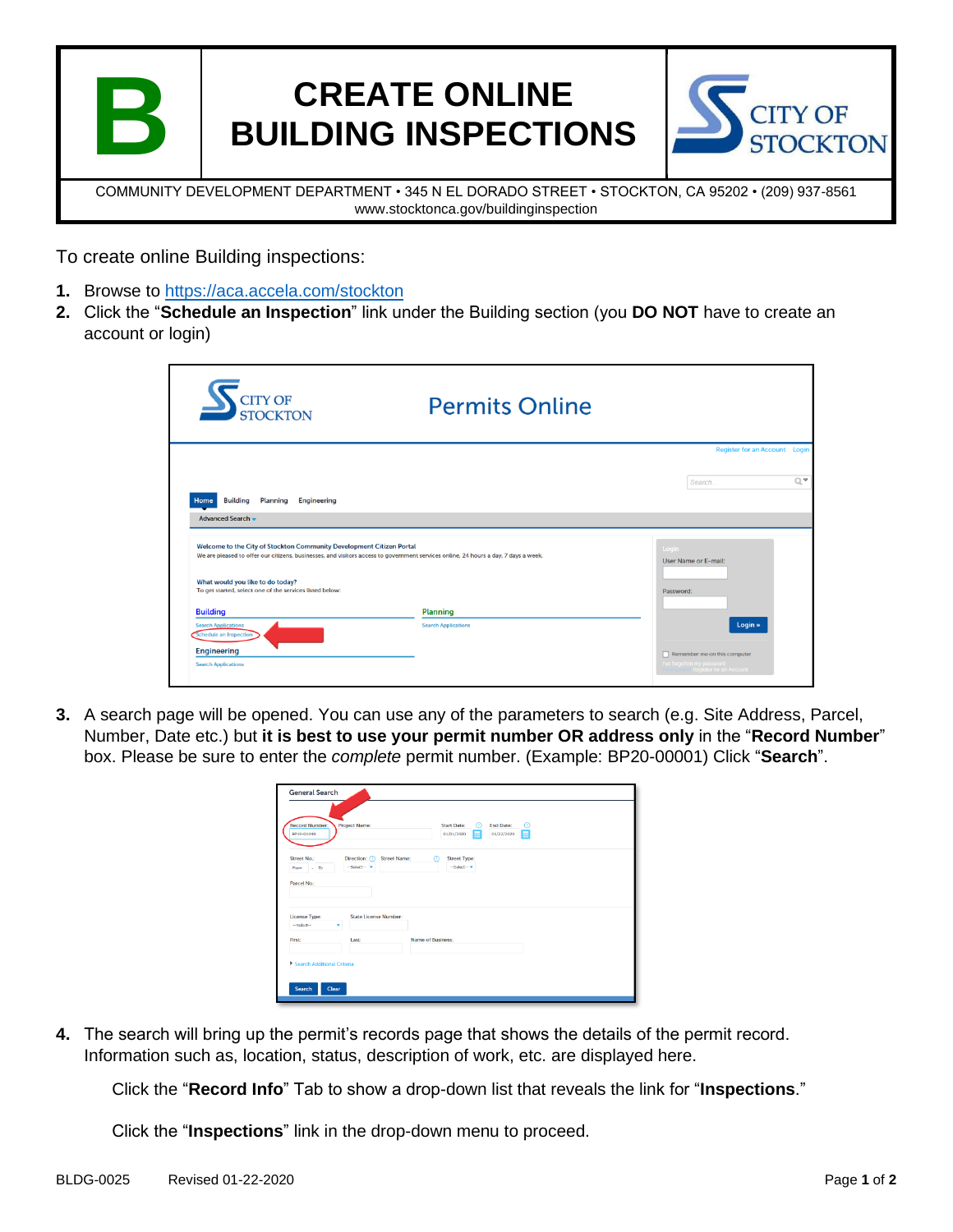# B CREATE ONLINE BUILDING INSPECTIONS

CITY OF STOCKTON

COMMUNITY DEVELOPMENT DEPARTMENT • 345 N EL DORADO STREET • STOCKTON, CA 95202 • (209) 937-8561
www.stocktonca.gov/buildinginspection

To create online Building inspections:

1. Browse to https://aca.accela.com/stockton
2. Click the "**Schedule an Inspection**" link under the Building section (you **DO NOT** have to create an account or login)
3. A search page will be opened. You can use any of the parameters to search (e.g. Site Address, Parcel, Number, Date etc.) but **it is best to use your permit number OR address only** in the "**Record Number**" box. Please be sure to enter the *complete* permit number. (Example: BP20-00001) Click "**Search**".
4. The search will bring up the permit's records page that shows the details of the permit record. Information such as, location, status, description of work, etc. are displayed here.

   Click the "**Record Info**" Tab to show a drop-down list that reveals the link for "**Inspections**."

   Click the "**Inspections**" link in the drop-down menu to proceed.

BLDG-0025 Revised 01-22-2020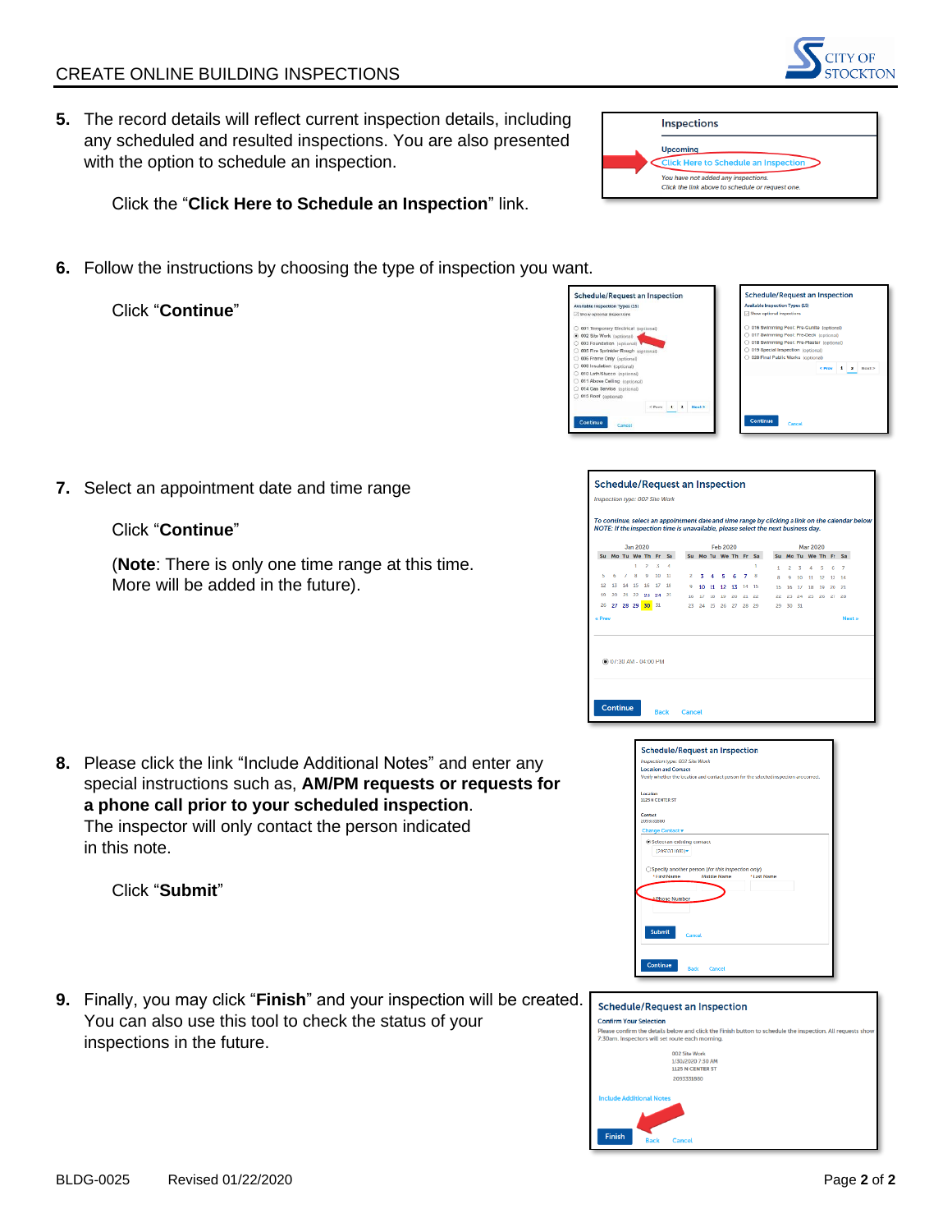5. The record details will reflect current inspection details, including any scheduled and resulted inspections. You are also presented with the option to schedule an inspection.

   Click the "**Click Here to Schedule an Inspection**" link.

6. Follow the instructions by choosing the type of inspection you want.

   Click "**Continue**"

7. Select an appointment date and time range

   Click "**Continue**"

   (**Note**: There is only one time range at this time. More will be added in the future).

8. Please click the link "Include Additional Notes" and enter any special instructions such as, **AM/PM requests or requests for a phone call prior to your scheduled inspection**. The inspector will only contact the person indicated in this note.

   Click "**Submit**"

9. Finally, you may click "**Finish**" and your inspection will be created. You can also use this tool to check the status of your inspections in the future.

BLDG-0025 Revised 01/22/2020